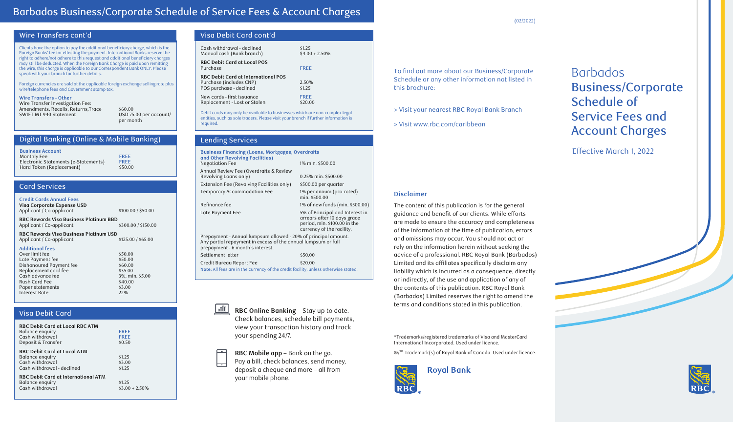# Barbados Business/Corporate Schedule of Service Fees & Account Charges

## Wire Transfers cont'd

Clients have the option to pay the additional beneficiary charge, which is the Foreign Banks' fee for effecting the payment. International Banks reserve the right to adhere/not adhere to this request and additional beneficiary charges may still be deducted. When the Foreign Bank Charge is paid upon remitting the wire, this charge is applicable to our Correspondent Bank ONLY. Please speak with your branch for further details.

Foreign currencies are sold at the applicable foreign exchange selling rate plus wire/telephone fees and Government stamp tax.

**Wire Transfers - Other**

| Wire Transfer Investigation Fee: | |
|---|---|
| Amendments, Recalls, Returns,Trace | $60.00 |
| SWIFT MT 940 Statement | USD 75.00 per account/ per month |

## Digital Banking (Online & Mobile Banking)

**Business Account**

| | |
|---|---|
| Monthly Fee | FREE |
| Electronic Statements (e-Statements) | FREE |
| Hard Token (Replacement) | $50.00 |

## Card Services

**Credit Cards Annual Fees**

| | |
|---|---|
| **Visa Corporate Expense USD** | |
| Applicant / Co-applicant | $100.00 / $50.00 |
| **RBC Rewards Visa Business Platinum BBD** | |
| Applicant / Co-applicant | $300.00 / $150.00 |
| **RBC Rewards Visa Business Platinum USD** | |
| Applicant / Co-applicant | $125.00 / $65.00 |

**Additional fees**

| | |
|---|---|
| Over limit fee | $50.00 |
| Late Payment fee | $50.00 |
| Dishonoured Payment fee | $60.00 |
| Replacement card fee | $35.00 |
| Cash advance fee | 3%, min. $5.00 |
| Rush Card Fee | $40.00 |
| Paper statements | $3.00 |
| Interest Rate | 22% |

## Visa Debit Card

| | |
|---|---|
| **RBC Debit Card at Local RBC ATM** | |
| Balance enquiry | FREE |
| Cash withdrawal | FREE |
| Deposit & Transfer | $0.50 |
| **RBC Debit Card at Local ATM** | |
| Balance enquiry | $1.25 |
| Cash withdrawal | $3.00 |
| Cash withdrawal - declined | $1.25 |
| **RBC Debit Card at International ATM** | |
| Balance enquiry | $1.25 |
| Cash withdrawal | $3.00 + 2.50% |

## Visa Debit Card cont'd

| | |
|---|---|
| Cash withdrawal - declined | $1.25 |
| Manual cash (Bank branch) | $4.00 + 2.50% |
| **RBC Debit Card at Local POS** | |
| Purchase | FREE |
| **RBC Debit Card at International POS** | |
| Purchase (includes CNP) | 2.50% |
| POS purchase - declined | $1.25 |
| New cards - first issuance | FREE |
| Replacement - Lost or Stolen | $20.00 |

Debit cards may only be available to businesses which are non-complex legal entities, such as sole traders. Please visit your branch if further information is required.

## Lending Services

**Business Financing (Loans, Mortgages, Overdrafts and Other Revolving Facilities)**

| | |
|---|---|
| Negotiation Fee | 1% min. $500.00 |
| Annual Review Fee (Overdrafts & Review Revolving Loans only) | 0.25% min. $500.00 |
| Extension Fee (Revolving Facilities only) | $500.00 per quarter |
| Temporary Accommodation Fee | 1% per annum (pro-rated) min. $500.00 |
| Refinance fee | 1% of new funds (min. $500.00) |
| Late Payment Fee | 5% of Principal and Interest in arrears after 10 days grace period, min. $100.00 in the currency of the facility. |

Prepayment - Annual lumpsum allowed - 20% of principal amount. Any partial repayment in excess of the annual lumpsum or full prepayment - 6 month's interest.

| | |
|---|---|
| Settlement letter | $50.00 |
| Credit Bureau Report Fee | $20.00 |

**Note:** All fees are in the currency of the credit facility, unless otherwise stated.

**RBC Online Banking** – Stay up to date. Check balances, schedule bill payments, view your transaction history and track your spending 24/7.

**RBC Mobile app** – Bank on the go. Pay a bill, check balances, send money, deposit a cheque and more – all from your mobile phone.

(02/2022)

To find out more about our Business/Corporate Schedule or any other information not listed in this brochure:

> Visit your nearest RBC Royal Bank Branch

> Visit www.rbc.com/caribbean

### Disclaimer

The content of this publication is for the general guidance and benefit of our clients. While efforts are made to ensure the accuracy and completeness of the information at the time of publication, errors and omissions may occur. You should not act or rely on the information herein without seeking the advice of a professional. RBC Royal Bank (Barbados) Limited and its affiliates specifically disclaim any liability which is incurred as a consequence, directly or indirectly, of the use and application of any of the contents of this publication. RBC Royal Bank (Barbados) Limited reserves the right to amend the terms and conditions stated in this publication.

*Trademarks/registered trademarks of Visa and MasterCard International Incorporated. Used under licence.

®/™ Trademark(s) of Royal Bank of Canada. Used under licence.

Royal Bank

# Barbados Business/Corporate Schedule of Service Fees and Account Charges

Effective March 1, 2022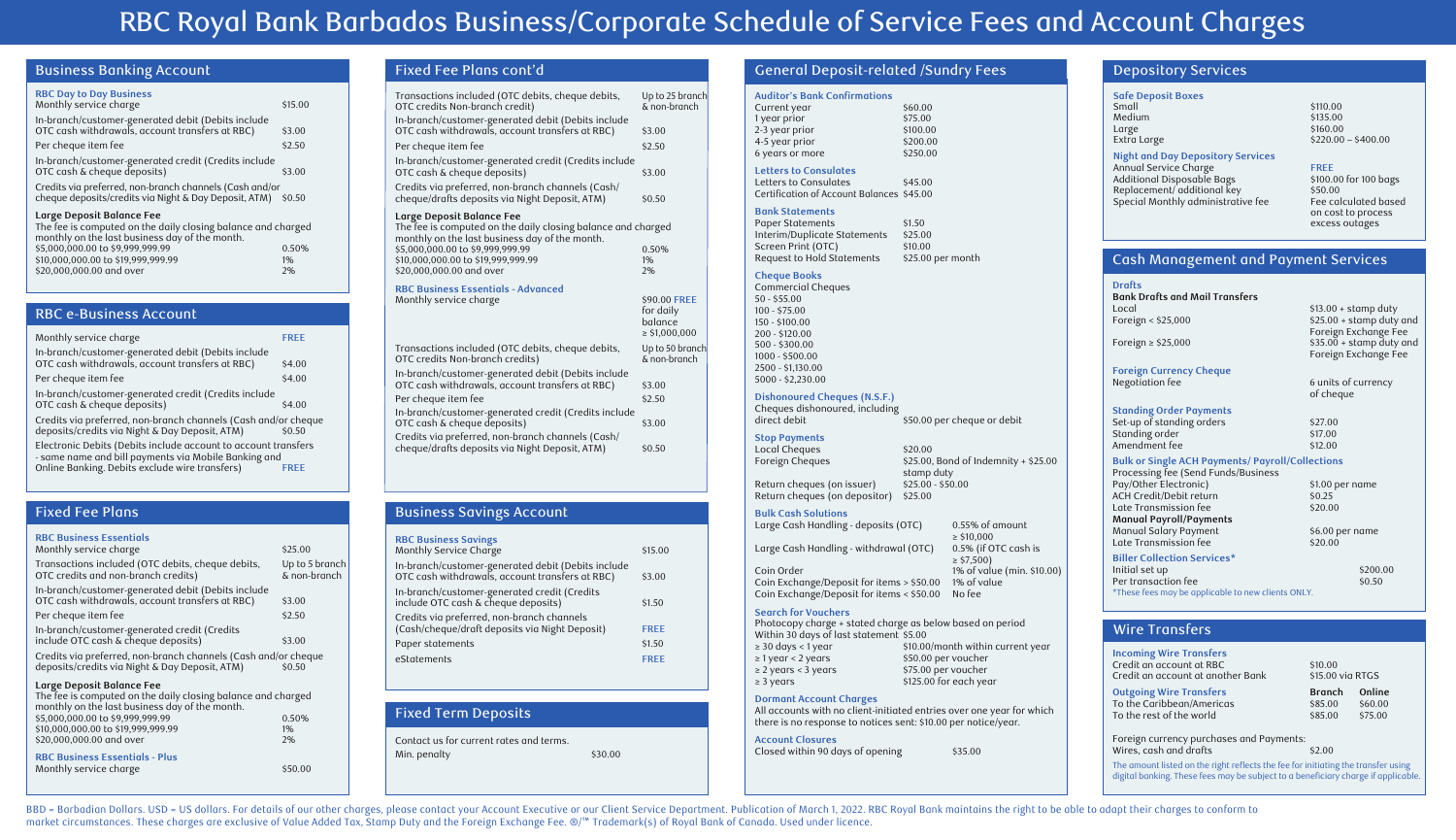# RBC Royal Bank Barbados Business/Corporate Schedule of Service Fees and Account Charges

## Business Banking Account

| | |
|---|---|
| **RBC Day to Day Business** | |
| Monthly service charge | $15.00 |
| In-branch/customer-generated debit (Debits include OTC cash withdrawals, account transfers at RBC) | $3.00 |
| Per cheque item fee | $2.50 |
| In-branch/customer-generated credit (Credits include OTC cash & cheque deposits) | $3.00 |
| Credits via preferred, non-branch channels (Cash and/or cheque deposits/credits via Night & Day Deposit, ATM) | $0.50 |

**Large Deposit Balance Fee**

The fee is computed on the daily closing balance and charged monthly on the last business day of the month.

| | |
|---|---|
| $5,000,000.00 to $9,999,999.99 | 0.50% |
| $10,000,000.00 to $19,999,999.99 | 1% |
| $20,000,000.00 and over | 2% |

## RBC e-Business Account

| | |
|---|---|
| Monthly service charge | FREE |
| In-branch/customer-generated debit (Debits include OTC cash withdrawals, account transfers at RBC) | $4.00 |
| Per cheque item fee | $4.00 |
| In-branch/customer-generated credit (Credits include OTC cash & cheque deposits) | $4.00 |
| Credits via preferred, non-branch channels (Cash and/or cheque deposits/credits via Night & Day Deposit, ATM) | $0.50 |
| Electronic Debits (Debits include account to account transfers - same name and bill payments via Mobile Banking and Online Banking. Debits exclude wire transfers) | FREE |

## Fixed Fee Plans

| | |
|---|---|
| **RBC Business Essentials** | |
| Monthly service charge | $25.00 |
| Transactions included (OTC debits, cheque debits, OTC credits and non-branch credits) | Up to 5 branch & non-branch |
| In-branch/customer-generated debit (Debits include OTC cash withdrawals, account transfers at RBC) | $3.00 |
| Per cheque item fee | $2.50 |
| In-branch/customer-generated credit (Credits include OTC cash & cheque deposits) | $3.00 |
| Credits via preferred, non-branch channels (Cash and/or cheque deposits/credits via Night & Day Deposit, ATM) | $0.50 |

**Large Deposit Balance Fee**

The fee is computed on the daily closing balance and charged monthly on the last business day of the month.

| | |
|---|---|
| $5,000,000.00 to $9,999,999.99 | 0.50% |
| $10,000,000.00 to $19,999,999.99 | 1% |
| $20,000,000.00 and over | 2% |

| | |
|---|---|
| **RBC Business Essentials - Plus** | |
| Monthly service charge | $50.00 |

## Fixed Fee Plans cont'd

| | |
|---|---|
| Transactions included (OTC debits, cheque debits, OTC credits Non-branch credit) | Up to 25 branch & non-branch |
| In-branch/customer-generated debit (Debits include OTC cash withdrawals, account transfers at RBC) | $3.00 |
| Per cheque item fee | $2.50 |
| In-branch/customer-generated credit (Credits include OTC cash & cheque deposits) | $3.00 |
| Credits via preferred, non-branch channels (Cash/cheque/drafts deposits via Night Deposit, ATM) | $0.50 |

**Large Deposit Balance Fee**

The fee is computed on the daily closing balance and charged monthly on the last business day of the month.

| | |
|---|---|
| $5,000,000.00 to $9,999,999.99 | 0.50% |
| $10,000,000.00 to $19,999,999.99 | 1% |
| $20,000,000.00 and over | 2% |

| | |
|---|---|
| **RBC Business Essentials - Advanced** | |
| Monthly service charge | $90.00 FREE for daily balance ≥ $1,000,000 |
| Transactions included (OTC debits, cheque debits, OTC credits Non-branch credits) | Up to 50 branch & non-branch |
| In-branch/customer-generated debit (Debits include OTC cash withdrawals, account transfers at RBC) | $3.00 |
| Per cheque item fee | $2.50 |
| In-branch/customer-generated credit (Credits include OTC cash & cheque deposits) | $3.00 |
| Credits via preferred, non-branch channels (Cash/cheque/drafts deposits via Night Deposit, ATM) | $0.50 |

## Business Savings Account

| | |
|---|---|
| **RBC Business Savings** | |
| Monthly Service Charge | $15.00 |
| In-branch/customer-generated debit (Debits include OTC cash withdrawals, account transfers at RBC) | $3.00 |
| In-branch/customer-generated credit (Credits include OTC cash & cheque deposits) | $1.50 |
| Credits via preferred, non-branch channels (Cash/cheque/draft deposits via Night Deposit) | FREE |
| Paper statements | $1.50 |
| eStatements | FREE |

## Fixed Term Deposits

Contact us for current rates and terms.

| | |
|---|---|
| Min. penalty | $30.00 |

## General Deposit-related /Sundry Fees

| | |
|---|---|
| **Auditor's Bank Confirmations** | |
| Current year | $60.00 |
| 1 year prior | $75.00 |
| 2-3 year prior | $100.00 |
| 4-5 year prior | $200.00 |
| 6 years or more | $250.00 |
| **Letters to Consulates** | |
| Letters to Consulates | $45.00 |
| Certification of Account Balances | $45.00 |
| **Bank Statements** | |
| Paper Statements | $1.50 |
| Interim/Duplicate Statements | $25.00 |
| Screen Print (OTC) | $10.00 |
| Request to Hold Statements | $25.00 per month |

**Cheque Books**

Commercial Cheques

- 50 - $55.00
- 100 - $75.00
- 150 - $100.00
- 200 - $120.00
- 500 - $300.00
- 1000 - $500.00
- 2500 - $1,130.00
- 5000 - $2,230.00

| | |
|---|---|
| **Dishonoured Cheques (N.S.F.)** | |
| Cheques dishonoured, including direct debit | $50.00 per cheque or debit |
| **Stop Payments** | |
| Local Cheques | $20.00 |
| Foreign Cheques | $25.00, Bond of Indemnity + $25.00 stamp duty |
| Return cheques (on issuer) | $25.00 - $50.00 |
| Return cheques (on depositor) | $25.00 |
| **Bulk Cash Solutions** | |
| Large Cash Handling - deposits (OTC) | 0.55% of amount ≥ $10,000 |
| Large Cash Handling - withdrawal (OTC) | 0.5% (if OTC cash is ≥ $7,500) |
| Coin Order | 1% of value (min. $10.00) |
| Coin Exchange/Deposit for items > $50.00 | 1% of value |
| Coin Exchange/Deposit for items < $50.00 | No fee |

**Search for Vouchers**

Photocopy charge + stated charge as below based on period

| | |
|---|---|
| Within 30 days of last statement | $5.00 |
| ≥ 30 days < 1 year | $10.00/month within current year |
| ≥ 1 year < 2 years | $50.00 per voucher |
| ≥ 2 years < 3 years | $75.00 per voucher |
| ≥ 3 years | $125.00 for each year |

**Dormant Account Charges**

All accounts with no client-initiated entries over one year for which there is no response to notices sent: $10.00 per notice/year.

| | |
|---|---|
| **Account Closures** | |
| Closed within 90 days of opening | $35.00 |

## Depository Services

| | |
|---|---|
| **Safe Deposit Boxes** | |
| Small | $110.00 |
| Medium | $135.00 |
| Large | $160.00 |
| Extra Large | $220.00 – $400.00 |
| **Night and Day Depository Services** | |
| Annual Service Charge | FREE |
| Additional Disposable Bags | $100.00 for 100 bags |
| Replacement/ additional key | $50.00 |
| Special Monthly administrative fee | Fee calculated based on cost to process excess outages |

## Cash Management and Payment Services

| | |
|---|---|
| **Drafts** | |
| **Bank Drafts and Mail Transfers** | |
| Local | $13.00 + stamp duty |
| Foreign < $25,000 | $25.00 + stamp duty and Foreign Exchange Fee |
| Foreign ≥ $25,000 | $35.00 + stamp duty and Foreign Exchange Fee |
| **Foreign Currency Cheque** | |
| Negotiation fee | 6 units of currency of cheque |
| **Standing Order Payments** | |
| Set-up of standing orders | $27.00 |
| Standing order | $17.00 |
| Amendment fee | $12.00 |
| **Bulk or Single ACH Payments/ Payroll/Collections** | |
| Processing fee (Send Funds/Business Pay/Other Electronic) | $1.00 per name |
| ACH Credit/Debit return | $0.25 |
| Late Transmission fee | $20.00 |
| **Manual Payroll/Payments** | |
| Manual Salary Payment | $6.00 per name |
| Late Transmission fee | $20.00 |
| **Biller Collection Services*** | |
| Initial set up | $200.00 |
| Per transaction fee | $0.50 |

*These fees may be applicable to new clients ONLY.

## Wire Transfers

| | | |
|---|---|---|
| **Incoming Wire Transfers** | | |
| Credit an account at RBC | $10.00 | |
| Credit an account at another Bank | $15.00 via RTGS | |
| **Outgoing Wire Transfers** | **Branch** | **Online** |
| To the Caribbean/Americas | $85.00 | $60.00 |
| To the rest of the world | $85.00 | $75.00 |

| | |
|---|---|
| Foreign currency purchases and Payments: Wires, cash and drafts | $2.00 |

The amount listed on the right reflects the fee for initiating the transfer using digital banking. These fees may be subject to a beneficiary charge if applicable.

BBD = Barbadian Dollars. USD = US dollars. For details of our other charges, please contact your Account Executive or our Client Service Department. Publication of March 1, 2022. RBC Royal Bank maintains the right to be able to adapt their charges to conform to market circumstances. These charges are exclusive of Value Added Tax, Stamp Duty and the Foreign Exchange Fee. ®/™ Trademark(s) of Royal Bank of Canada. Used under licence.